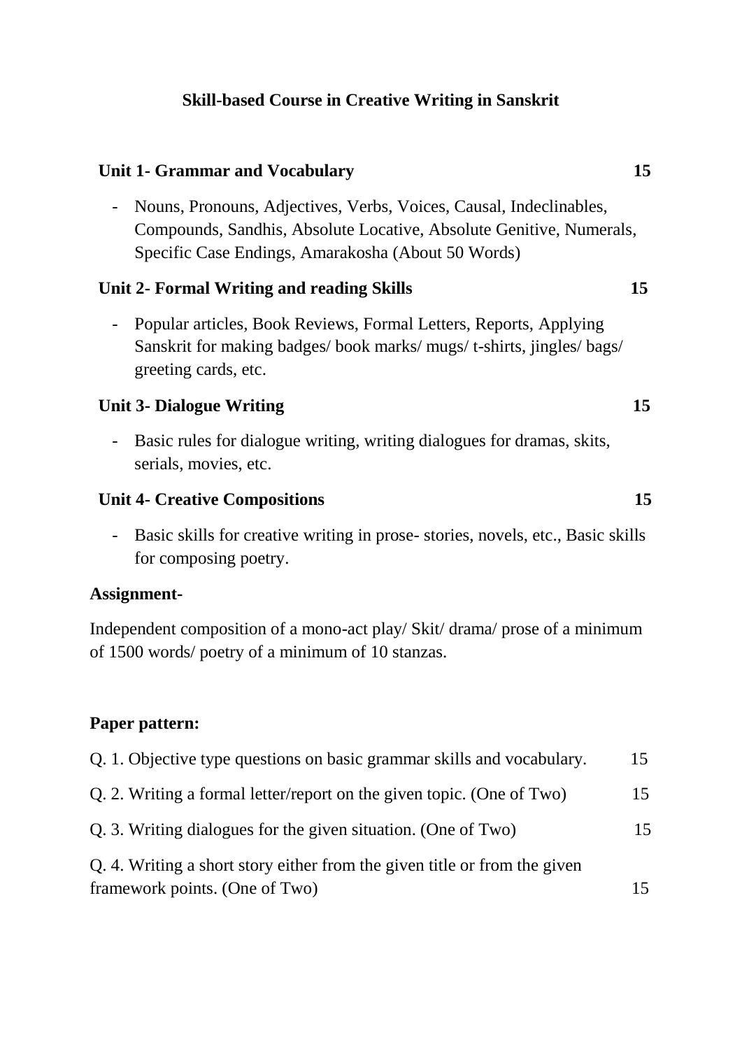# Skill-based Course in Creative Writing in Sanskrit

**Unit 1- Grammar and Vocabulary** **15**

- Nouns, Pronouns, Adjectives, Verbs, Voices, Causal, Indeclinables, Compounds, Sandhis, Absolute Locative, Absolute Genitive, Numerals, Specific Case Endings, Amarakosha (About 50 Words)

**Unit 2- Formal Writing and reading Skills** **15**

- Popular articles, Book Reviews, Formal Letters, Reports, Applying Sanskrit for making badges/ book marks/ mugs/ t-shirts, jingles/ bags/ greeting cards, etc.

**Unit 3- Dialogue Writing** **15**

- Basic rules for dialogue writing, writing dialogues for dramas, skits, serials, movies, etc.

**Unit 4- Creative Compositions** **15**

- Basic skills for creative writing in prose- stories, novels, etc., Basic skills for composing poetry.

**Assignment-**

Independent composition of a mono-act play/ Skit/ drama/ prose of a minimum of 1500 words/ poetry of a minimum of 10 stanzas.

**Paper pattern:**

Q. 1. Objective type questions on basic grammar skills and vocabulary. 15

Q. 2. Writing a formal letter/report on the given topic. (One of Two) 15

Q. 3. Writing dialogues for the given situation. (One of Two) 15

Q. 4. Writing a short story either from the given title or from the given framework points. (One of Two) 15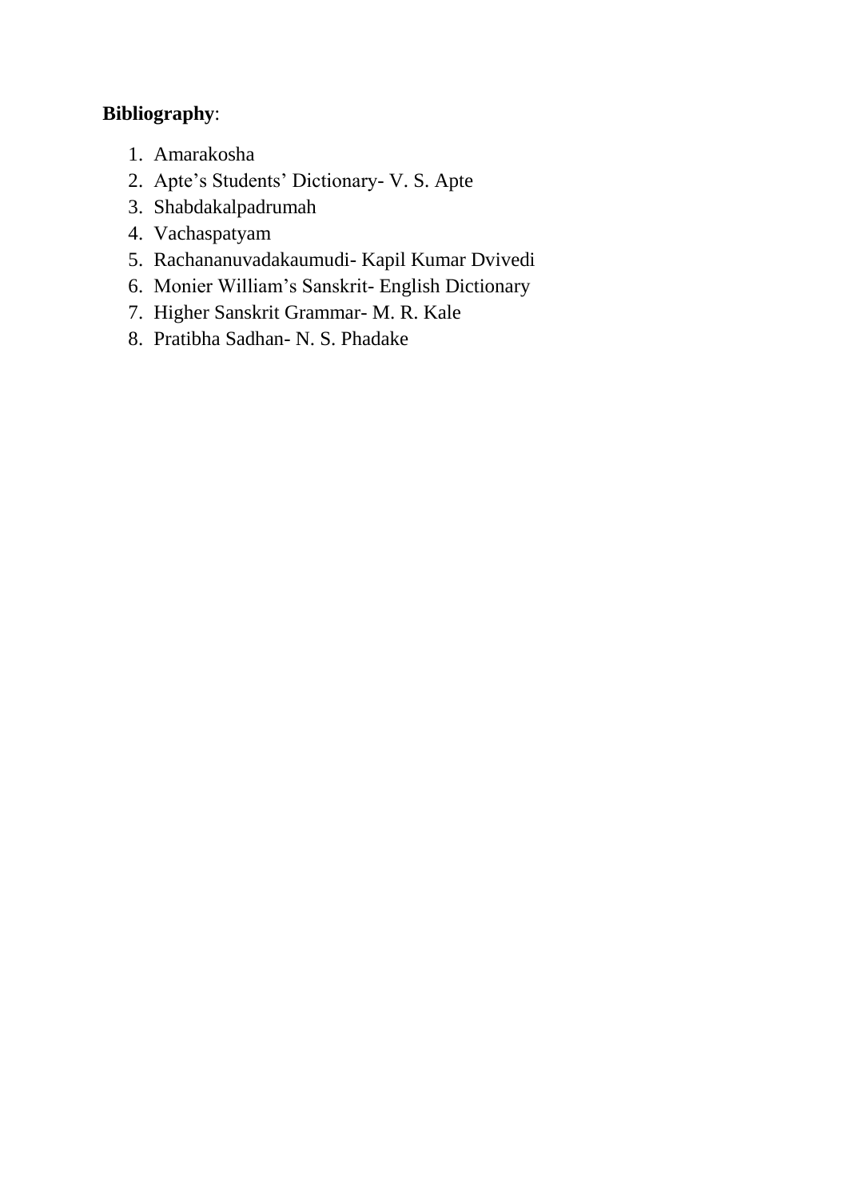**Bibliography**:

1. Amarakosha
2. Apte's Students' Dictionary- V. S. Apte
3. Shabdakalpadrumah
4. Vachaspatyam
5. Rachananuvadakaumudi- Kapil Kumar Dvivedi
6. Monier William's Sanskrit- English Dictionary
7. Higher Sanskrit Grammar- M. R. Kale
8. Pratibha Sadhan- N. S. Phadake